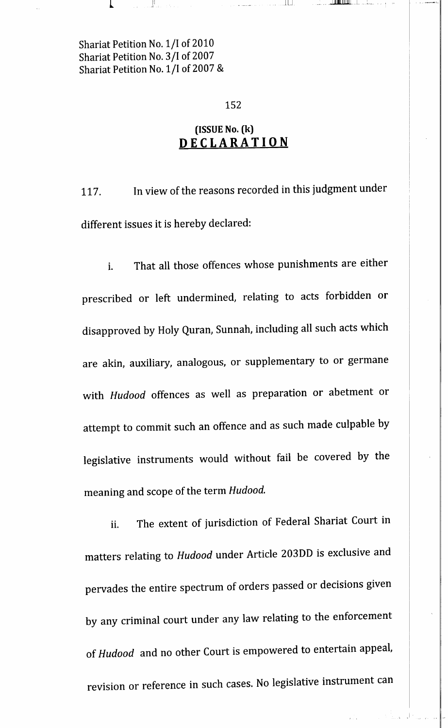Shariat Petition No. 1/I of 2010
Shariat Petition No. 3/I of 2007
Shariat Petition No. 1/I of 2007 &

## (ISSUE No. (k))
## DECLARATION

117. In view of the reasons recorded in this judgment under different issues it is hereby declared:

i. That all those offences whose punishments are either prescribed or left undermined, relating to acts forbidden or disapproved by Holy Quran, Sunnah, including all such acts which are akin, auxiliary, analogous, or supplementary to or germane with *Hudood* offences as well as preparation or abetment or attempt to commit such an offence and as such made culpable by legislative instruments would without fail be covered by the meaning and scope of the term *Hudood.*

ii. The extent of jurisdiction of Federal Shariat Court in matters relating to *Hudood* under Article 203DD is exclusive and pervades the entire spectrum of orders passed or decisions given by any criminal court under any law relating to the enforcement of *Hudood* and no other Court is empowered to entertain appeal, revision or reference in such cases. No legislative instrument can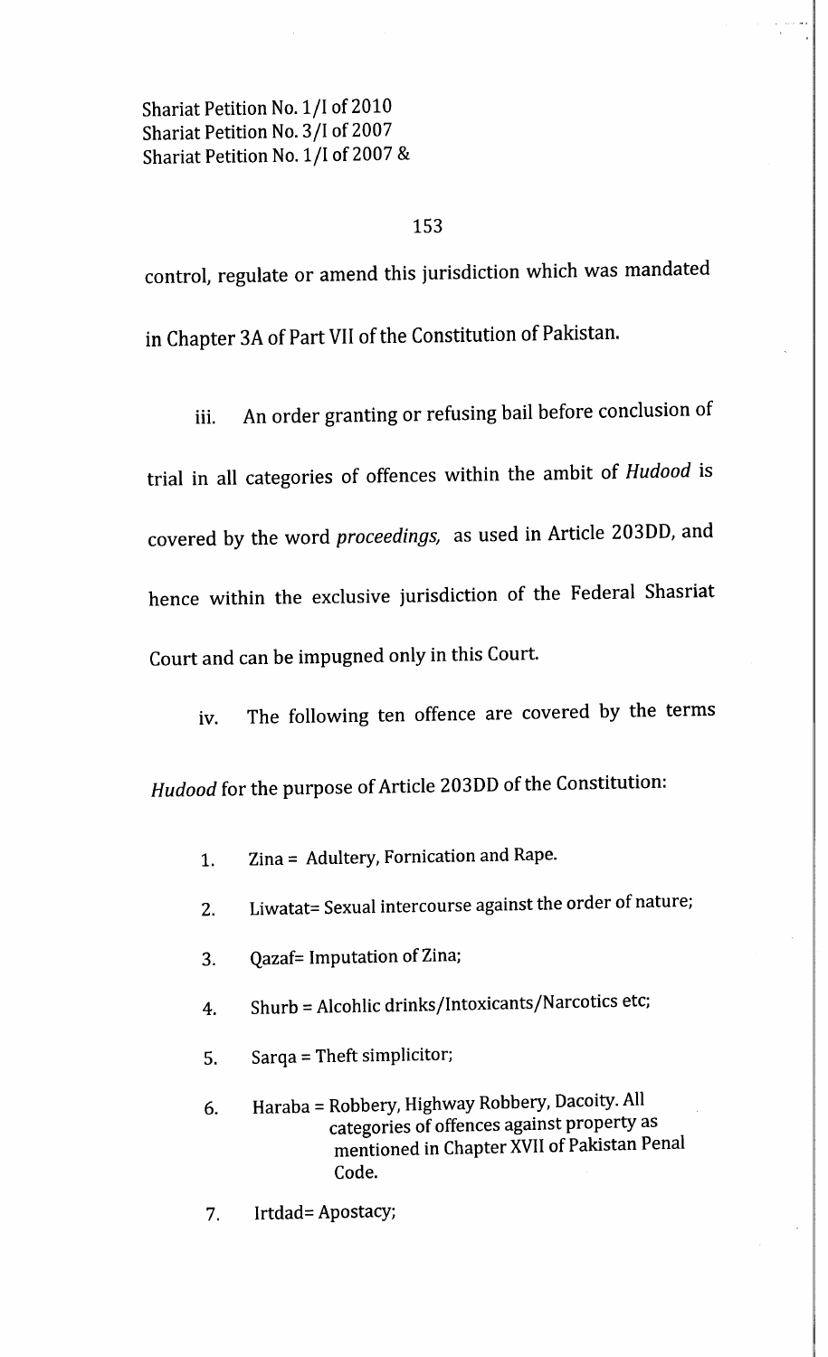control, regulate or amend this jurisdiction which was mandated in Chapter 3A of Part VII of the Constitution of Pakistan.

iii. An order granting or refusing bail before conclusion of trial in all categories of offences within the ambit of *Hudood* is covered by the word *proceedings,* as used in Article 203DD, and hence within the exclusive jurisdiction of the Federal Shasriat Court and can be impugned only in this Court.

iv. The following ten offence are covered by the terms *Hudood* for the purpose of Article 203DD of the Constitution:

1. Zina = Adultery, Fornication and Rape.
2. Liwatat= Sexual intercourse against the order of nature;
3. Qazaf= Imputation of Zina;
4. Shurb = Alcohlic drinks/Intoxicants/Narcotics etc;
5. Sarqa = Theft simplicitor;
6. Haraba = Robbery, Highway Robbery, Dacoity. All categories of offences against property as mentioned in Chapter XVII of Pakistan Penal Code.
7. Irtdad= Apostacy;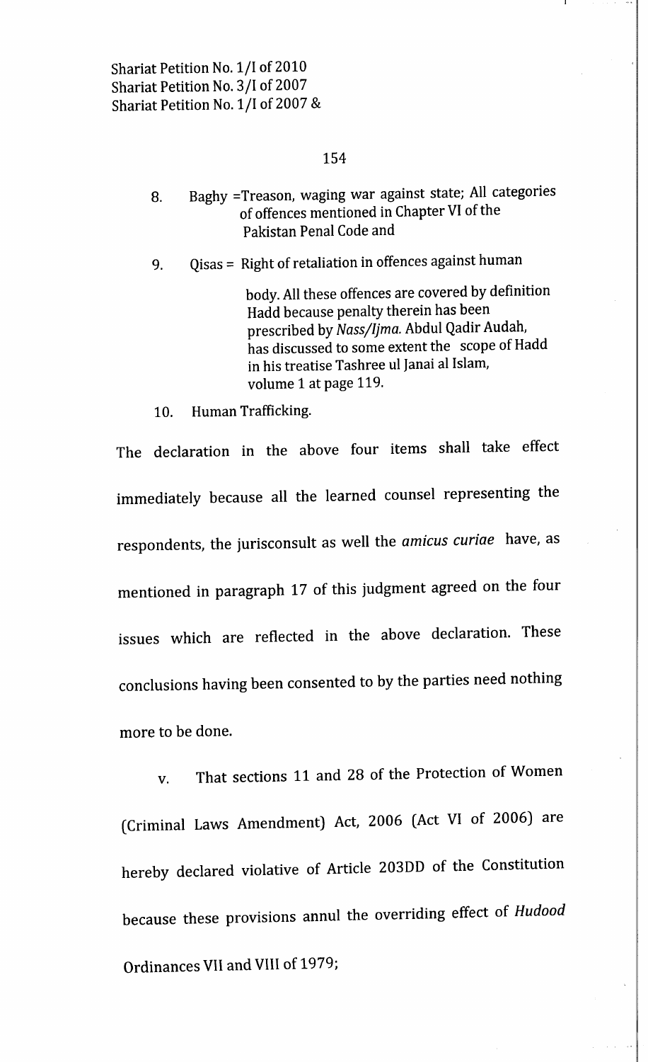8. Baghy =Treason, waging war against state; All categories of offences mentioned in Chapter VI of the Pakistan Penal Code and

9. Qisas = Right of retaliation in offences against human body. All these offences are covered by definition Hadd because penalty therein has been prescribed by *Nass/Ijma.* Abdul Qadir Audah, has discussed to some extent the scope of Hadd in his treatise Tashree ul Janai al Islam, volume 1 at page 119.

10. Human Trafficking.

The declaration in the above four items shall take effect immediately because all the learned counsel representing the respondents, the jurisconsult as well the *amicus curiae* have, as mentioned in paragraph 17 of this judgment agreed on the four issues which are reflected in the above declaration. These conclusions having been consented to by the parties need nothing more to be done.

v. That sections 11 and 28 of the Protection of Women (Criminal Laws Amendment) Act, 2006 (Act VI of 2006) are hereby declared violative of Article 203DD of the Constitution because these provisions annul the overriding effect of *Hudood* Ordinances VII and VIII of 1979;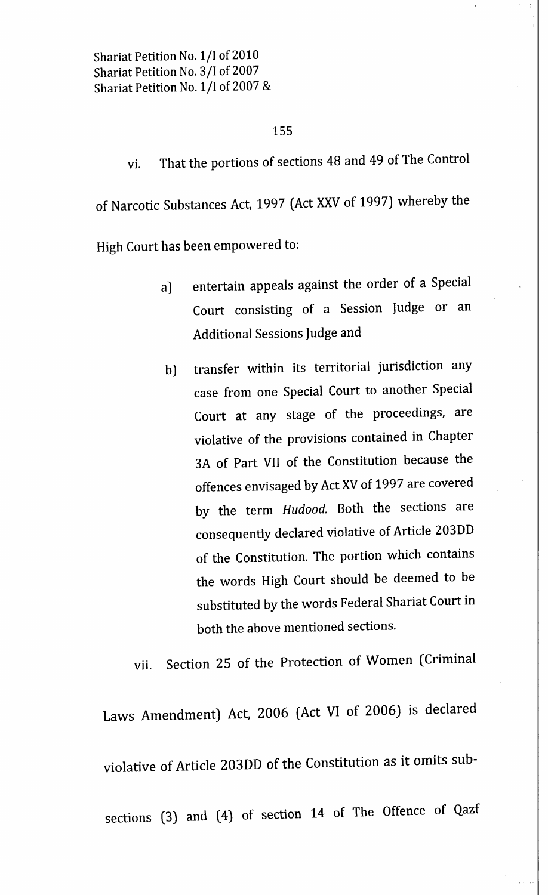vi. That the portions of sections 48 and 49 of The Control of Narcotic Substances Act, 1997 (Act XXV of 1997) whereby the High Court has been empowered to:

a) entertain appeals against the order of a Special Court consisting of a Session Judge or an Additional Sessions Judge and

b) transfer within its territorial jurisdiction any case from one Special Court to another Special Court at any stage of the proceedings, are violative of the provisions contained in Chapter 3A of Part VII of the Constitution because the offences envisaged by Act XV of 1997 are covered by the term *Hudood.* Both the sections are consequently declared violative of Article 203DD of the Constitution. The portion which contains the words High Court should be deemed to be substituted by the words Federal Shariat Court in both the above mentioned sections.

vii. Section 25 of the Protection of Women (Criminal Laws Amendment) Act, 2006 (Act VI of 2006) is declared violative of Article 203DD of the Constitution as it omits sub-sections (3) and (4) of section 14 of The Offence of Qazf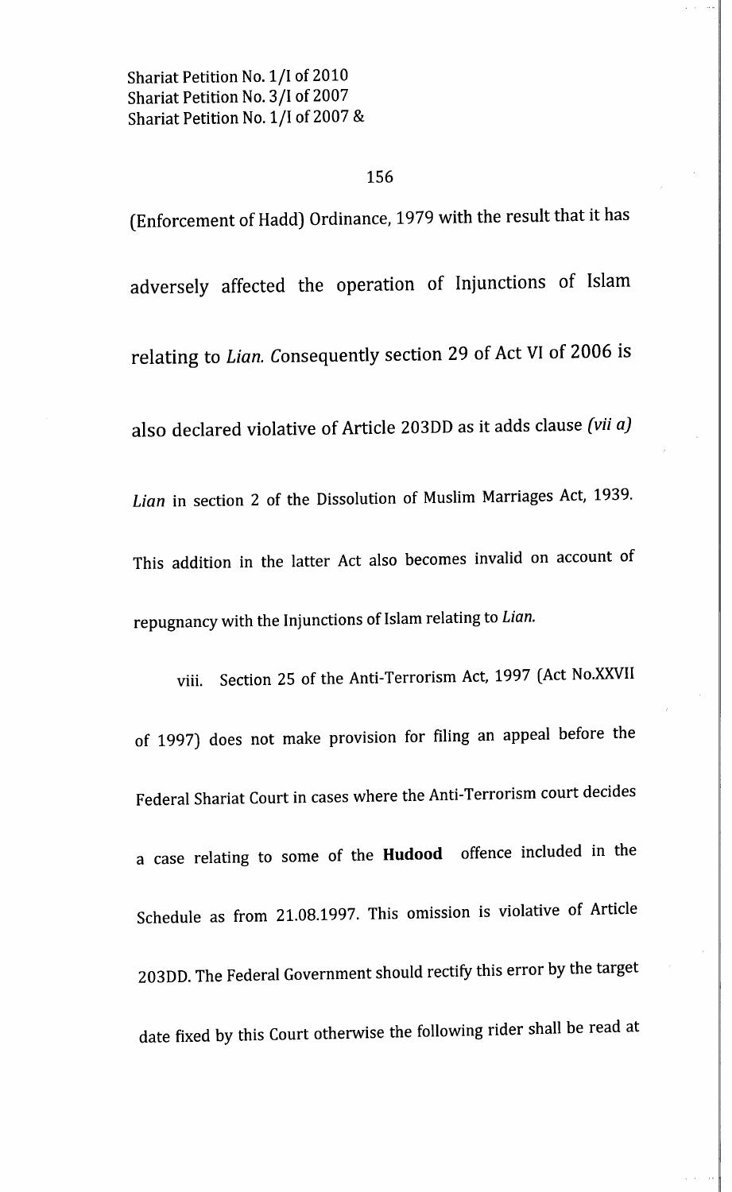(Enforcement of Hadd) Ordinance, 1979 with the result that it has adversely affected the operation of Injunctions of Islam relating to *Lian*. Consequently section 29 of Act VI of 2006 is also declared violative of Article 203DD as it adds clause *(vii a)* *Lian* in section 2 of the Dissolution of Muslim Marriages Act, 1939. This addition in the latter Act also becomes invalid on account of repugnancy with the Injunctions of Islam relating to *Lian.*

viii. Section 25 of the Anti-Terrorism Act, 1997 (Act No.XXVII of 1997) does not make provision for filing an appeal before the Federal Shariat Court in cases where the Anti-Terrorism court decides a case relating to some of the **Hudood** offence included in the Schedule as from 21.08.1997. This omission is violative of Article 203DD. The Federal Government should rectify this error by the target date fixed by this Court otherwise the following rider shall be read at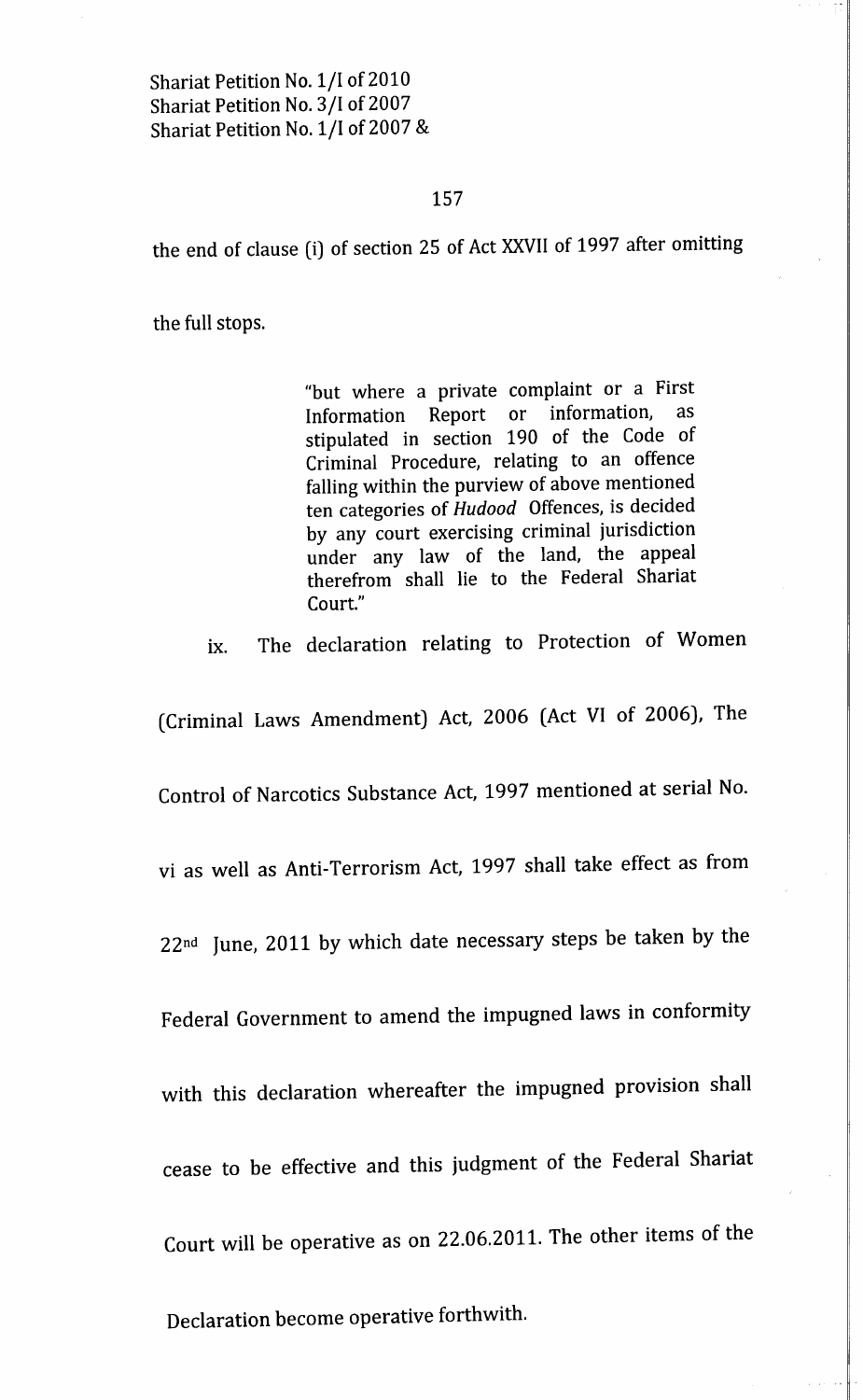the end of clause (i) of section 25 of Act XXVII of 1997 after omitting the full stops.

> "but where a private complaint or a First Information Report or information, as stipulated in section 190 of the Code of Criminal Procedure, relating to an offence falling within the purview of above mentioned ten categories of *Hudood* Offences, is decided by any court exercising criminal jurisdiction under any law of the land, the appeal therefrom shall lie to the Federal Shariat Court."

ix. The declaration relating to Protection of Women (Criminal Laws Amendment) Act, 2006 (Act VI of 2006), The Control of Narcotics Substance Act, 1997 mentioned at serial No. vi as well as Anti-Terrorism Act, 1997 shall take effect as from 22nd June, 2011 by which date necessary steps be taken by the Federal Government to amend the impugned laws in conformity with this declaration whereafter the impugned provision shall cease to be effective and this judgment of the Federal Shariat Court will be operative as on 22.06.2011. The other items of the Declaration become operative forthwith.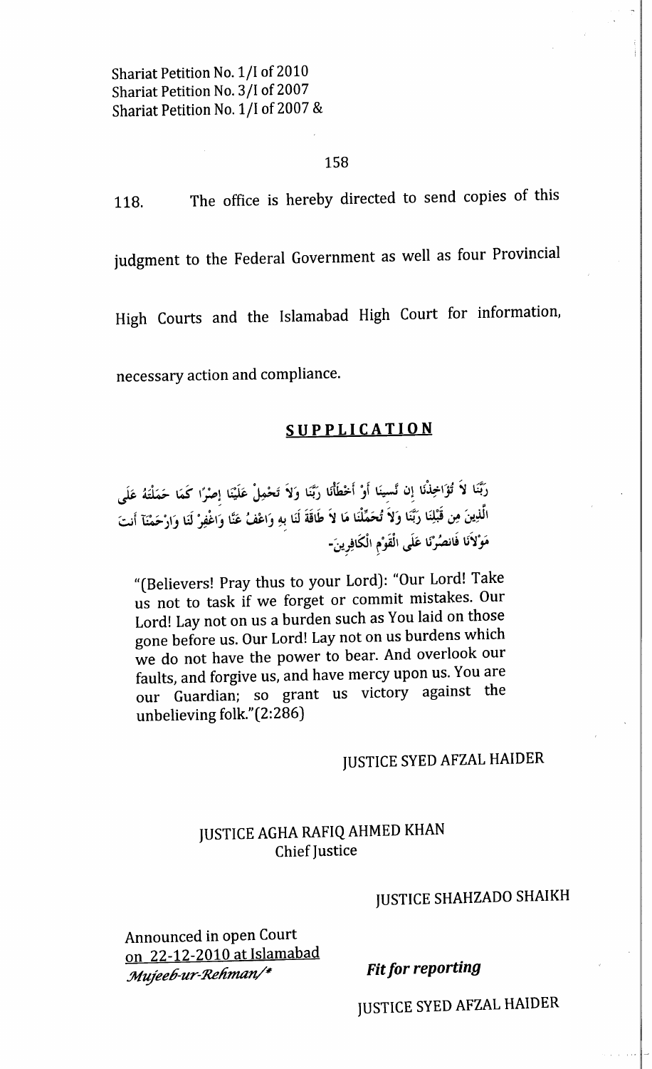118. The office is hereby directed to send copies of this judgment to the Federal Government as well as four Provincial High Courts and the Islamabad High Court for information, necessary action and compliance.

## **SUPPLICATION**

رَبَّنَا لاَ تُؤَاخِذْنَا إِن نَّسِينَا أَوْ أَخْطَأْنَا رَبَّنَا وَلاَ تَحْمِلْ عَلَيْنَا إِصْرًا كَمَا حَمَلْتَهُ عَلَى الَّذِينَ مِن قَبْلِنَا رَبَّنَا وَلاَ تُحَمِّلْنَا مَا لاَ طَاقَةَ لَنَا بِهِ وَاعْفُ عَنَّا وَاغْفِرْ لَنَا وَارْحَمْنَآ أَنتَ مَوْلاَنَا فَانصُرْنَا عَلَى الْقَوْمِ الْكَافِرِينَ-

"(Believers! Pray thus to your Lord): "Our Lord! Take us not to task if we forget or commit mistakes. Our Lord! Lay not on us a burden such as You laid on those gone before us. Our Lord! Lay not on us burdens which we do not have the power to bear. And overlook our faults, and forgive us, and have mercy upon us. You are our Guardian; so grant us victory against the unbelieving folk."(2:286)

JUSTICE SYED AFZAL HAIDER

JUSTICE AGHA RAFIQ AHMED KHAN
Chief Justice

JUSTICE SHAHZADO SHAIKH

Announced in open Court
on 22-12-2010 at Islamabad
*Mujeeb-ur-Rehman/**

***Fit for reporting***

JUSTICE SYED AFZAL HAIDER